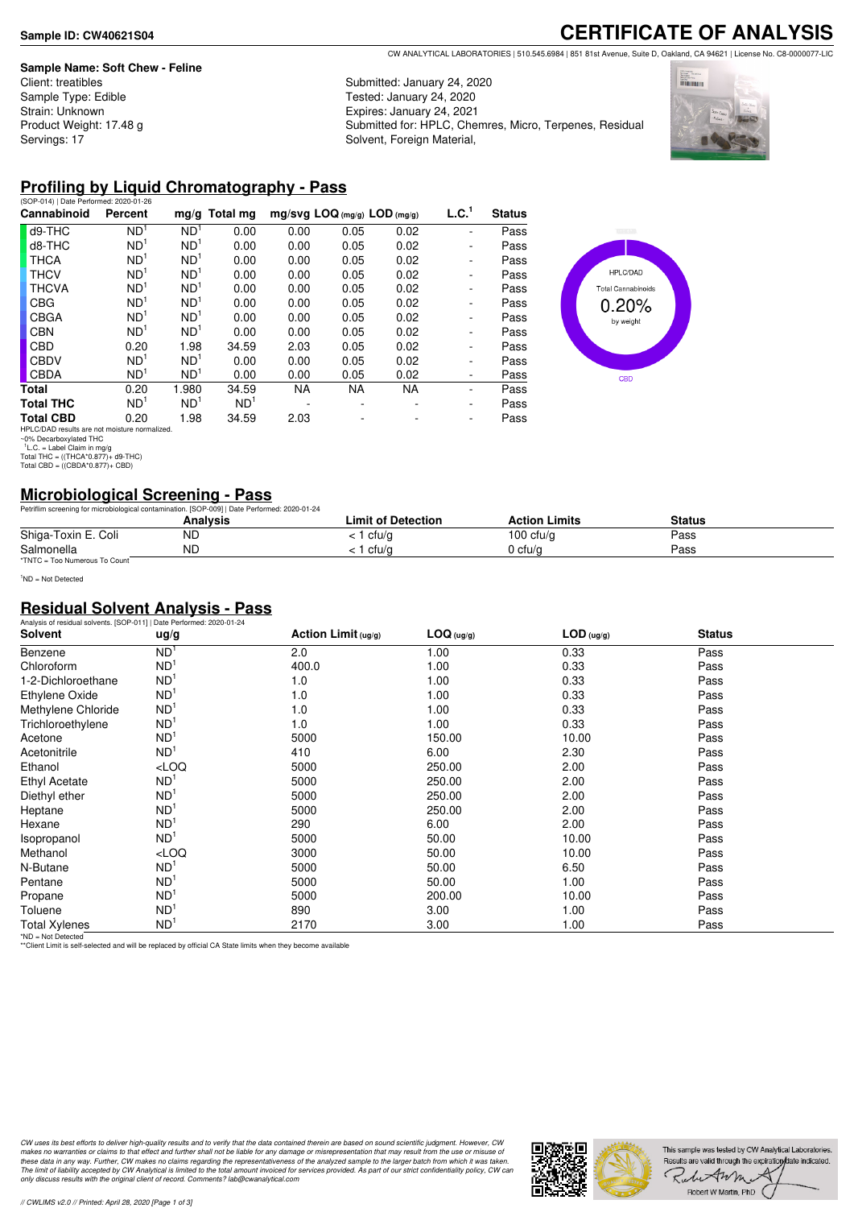**Sample ID: CW40621S04**

# CERTIFICATE OF ANALYSIS

CW ANALYTICAL LABORATORIES | 510.545.6984 | 851 81st Avenue, Suite D, Oakland, CA 94621 | License No. C8-0000077-LIC

**Sample Name: Soft Chew - Feline**
Client: treatibles
Sample Type: Edible
Strain: Unknown
Product Weight: 17.48 g
Servings: 17

Submitted: January 24, 2020
Tested: January 24, 2020
Expires: January 24, 2021
Submitted for: HPLC, Chemres, Micro, Terpenes, Residual Solvent, Foreign Material,

## Profiling by Liquid Chromatography - Pass

(SOP-014) | Date Performed: 2020-01-26

| Cannabinoid | Percent | mg/g | Total mg | mg/svg | LOQ (mg/g) | LOD (mg/g) | L.C.[1] | Status |
|---|---|---|---|---|---|---|---|---|
| d9-THC | ND[1] | ND[1] | 0.00 | 0.00 | 0.05 | 0.02 | - | Pass |
| d8-THC | ND[1] | ND[1] | 0.00 | 0.00 | 0.05 | 0.02 | - | Pass |
| THCA | ND[1] | ND[1] | 0.00 | 0.00 | 0.05 | 0.02 | - | Pass |
| THCV | ND[1] | ND[1] | 0.00 | 0.00 | 0.05 | 0.02 | - | Pass |
| THCVA | ND[1] | ND[1] | 0.00 | 0.00 | 0.05 | 0.02 | - | Pass |
| CBG | ND[1] | ND[1] | 0.00 | 0.00 | 0.05 | 0.02 | - | Pass |
| CBGA | ND[1] | ND[1] | 0.00 | 0.00 | 0.05 | 0.02 | - | Pass |
| CBN | ND[1] | ND[1] | 0.00 | 0.00 | 0.05 | 0.02 | - | Pass |
| CBD | 0.20 | 1.98 | 34.59 | 2.03 | 0.05 | 0.02 | - | Pass |
| CBDV | ND[1] | ND[1] | 0.00 | 0.00 | 0.05 | 0.02 | - | Pass |
| CBDA | ND[1] | ND[1] | 0.00 | 0.00 | 0.05 | 0.02 | - | Pass |
| **Total** | 0.20 | 1.980 | 34.59 | NA | NA | NA | - | Pass |
| **Total THC** | ND[1] | ND[1] | ND[1] | - | - | - | - | Pass |
| **Total CBD** | 0.20 | 1.98 | 34.59 | 2.03 | - | - | - | Pass |

HPLC/DAD results are not moisture normalized.
~0% Decarboxylated THC
[1]L.C. = Label Claim in mg/g
Total THC = ((THCA*0.877)+ d9-THC)
Total CBD = ((CBDA*0.877)+ CBD)

HPLC/DAD
Total Cannabinoids
0.20%
by weight
CBD

## Microbiological Screening - Pass

Petrifilm screening for microbiological contamination. [SOP-009] | Date Performed: 2020-01-24

| | Analysis | Limit of Detection | Action Limits | Status |
|---|---|---|---|---|
| Shiga-Toxin E. Coli | ND | < 1 cfu/g | 100 cfu/g | Pass |
| Salmonella | ND | < 1 cfu/g | 0 cfu/g | Pass |

*TNTC = Too Numerous To Count

[1]ND = Not Detected

## Residual Solvent Analysis - Pass

Analysis of residual solvents. [SOP-011] | Date Performed: 2020-01-24

| Solvent | ug/g | Action Limit (ug/g) | LOQ (ug/g) | LOD (ug/g) | Status |
|---|---|---|---|---|---|
| Benzene | ND[1] | 2.0 | 1.00 | 0.33 | Pass |
| Chloroform | ND[1] | 400.0 | 1.00 | 0.33 | Pass |
| 1-2-Dichloroethane | ND[1] | 1.0 | 1.00 | 0.33 | Pass |
| Ethylene Oxide | ND[1] | 1.0 | 1.00 | 0.33 | Pass |
| Methylene Chloride | ND[1] | 1.0 | 1.00 | 0.33 | Pass |
| Trichloroethylene | ND[1] | 1.0 | 1.00 | 0.33 | Pass |
| Acetone | ND[1] | 5000 | 150.00 | 10.00 | Pass |
| Acetonitrile | ND[1] | 410 | 6.00 | 2.30 | Pass |
| Ethanol | <LOQ | 5000 | 250.00 | 2.00 | Pass |
| Ethyl Acetate | ND[1] | 5000 | 250.00 | 2.00 | Pass |
| Diethyl ether | ND[1] | 5000 | 250.00 | 2.00 | Pass |
| Heptane | ND[1] | 5000 | 250.00 | 2.00 | Pass |
| Hexane | ND[1] | 290 | 6.00 | 2.00 | Pass |
| Isopropanol | ND[1] | 5000 | 50.00 | 10.00 | Pass |
| Methanol | <LOQ | 3000 | 50.00 | 10.00 | Pass |
| N-Butane | ND[1] | 5000 | 50.00 | 6.50 | Pass |
| Pentane | ND[1] | 5000 | 50.00 | 1.00 | Pass |
| Propane | ND[1] | 5000 | 200.00 | 10.00 | Pass |
| Toluene | ND[1] | 890 | 3.00 | 1.00 | Pass |
| Total Xylenes | ND[1] | 2170 | 3.00 | 1.00 | Pass |

*ND = Not Detected
**Client Limit is self-selected and will be replaced by official CA State limits when they become available

*CW uses its best efforts to deliver high-quality results and to verify that the data contained therein are based on sound scientific judgment. However, CW makes no warranties or claims to that effect and further shall not be liable for any damage or misrepresentation that may result from the use or misuse of these data in any way. Further, CW makes no claims regarding the representativeness of the analyzed sample to the larger batch from which it was taken. The limit of liability accepted by CW Analytical is limited to the total amount invoiced for services provided. As part of our strict confidentiality policy, CW can only discuss results with the original client of record. Comments? lab@cwanalytical.com*

This sample was tested by CW Analytical Laboratories. Results are valid through the expiration date indicated.

Robert W Martin, PhD

// CWLIMS v2.0 // Printed: April 28, 2020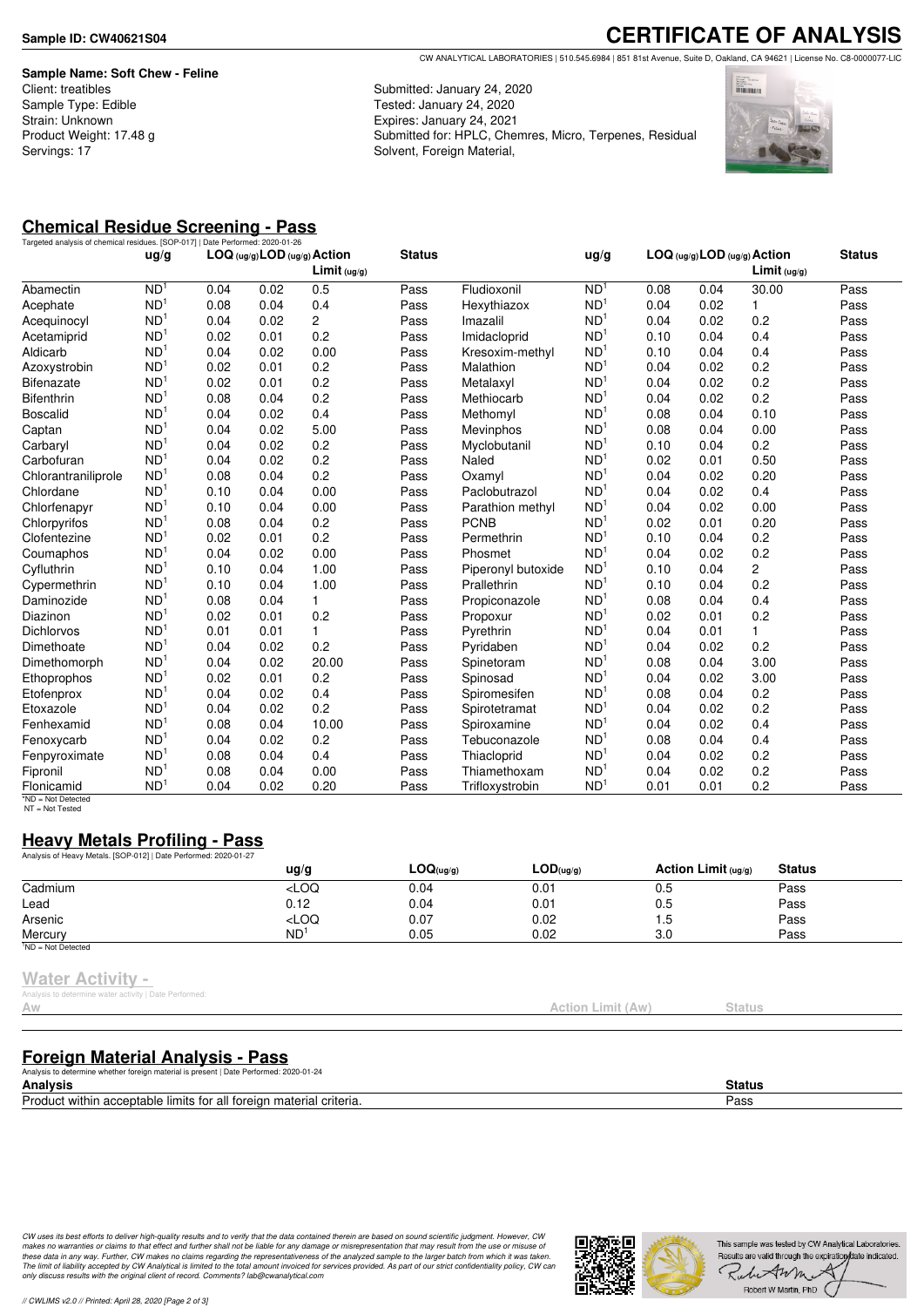Sample ID: CW40621S04

# CERTIFICATE OF ANALYSIS

CW ANALYTICAL LABORATORIES | 510.545.6984 | 851 81st Avenue, Suite D, Oakland, CA 94621 | License No. C8-0000077-LIC

**Sample Name: Soft Chew - Feline**
Client: treatibles
Sample Type: Edible
Strain: Unknown
Product Weight: 17.48 g
Servings: 17

Submitted: January 24, 2020
Tested: January 24, 2020
Expires: January 24, 2021
Submitted for: HPLC, Chemres, Micro, Terpenes, Residual Solvent, Foreign Material,

## Chemical Residue Screening - Pass

Targeted analysis of chemical residues. [SOP-017] | Date Performed: 2020-01-26

| | ug/g | LOQ (ug/g) | LOD (ug/g) | Action Limit (ug/g) | Status | | ug/g | LOQ (ug/g) | LOD (ug/g) | Action Limit (ug/g) | Status |
|---|---|---|---|---|---|---|---|---|---|---|---|
| Abamectin | ND[1] | 0.04 | 0.02 | 0.5 | Pass | Fludioxonil | ND[1] | 0.08 | 0.04 | 30.00 | Pass |
| Acephate | ND[1] | 0.08 | 0.04 | 0.4 | Pass | Hexythiazox | ND[1] | 0.04 | 0.02 | 1 | Pass |
| Acequinocyl | ND[1] | 0.04 | 0.02 | 2 | Pass | Imazalil | ND[1] | 0.04 | 0.02 | 0.2 | Pass |
| Acetamiprid | ND[1] | 0.02 | 0.01 | 0.2 | Pass | Imidacloprid | ND[1] | 0.10 | 0.04 | 0.4 | Pass |
| Aldicarb | ND[1] | 0.04 | 0.02 | 0.00 | Pass | Kresoxim-methyl | ND[1] | 0.10 | 0.04 | 0.4 | Pass |
| Azoxystrobin | ND[1] | 0.02 | 0.01 | 0.2 | Pass | Malathion | ND[1] | 0.04 | 0.02 | 0.2 | Pass |
| Bifenazate | ND[1] | 0.02 | 0.01 | 0.2 | Pass | Metalaxyl | ND[1] | 0.04 | 0.02 | 0.2 | Pass |
| Bifenthrin | ND[1] | 0.08 | 0.04 | 0.2 | Pass | Methiocarb | ND[1] | 0.04 | 0.02 | 0.2 | Pass |
| Boscalid | ND[1] | 0.04 | 0.02 | 0.4 | Pass | Methomyl | ND[1] | 0.08 | 0.04 | 0.10 | Pass |
| Captan | ND[1] | 0.04 | 0.02 | 5.00 | Pass | Mevinphos | ND[1] | 0.08 | 0.04 | 0.00 | Pass |
| Carbaryl | ND[1] | 0.04 | 0.02 | 0.2 | Pass | Myclobutanil | ND[1] | 0.10 | 0.04 | 0.2 | Pass |
| Carbofuran | ND[1] | 0.04 | 0.02 | 0.2 | Pass | Naled | ND[1] | 0.02 | 0.01 | 0.50 | Pass |
| Chlorantraniliprole | ND[1] | 0.08 | 0.04 | 0.2 | Pass | Oxamyl | ND[1] | 0.04 | 0.02 | 0.20 | Pass |
| Chlordane | ND[1] | 0.10 | 0.04 | 0.00 | Pass | Paclobutrazol | ND[1] | 0.04 | 0.02 | 0.4 | Pass |
| Chlorfenapyr | ND[1] | 0.10 | 0.04 | 0.00 | Pass | Parathion methyl | ND[1] | 0.04 | 0.02 | 0.00 | Pass |
| Chlorpyrifos | ND[1] | 0.08 | 0.04 | 0.2 | Pass | PCNB | ND[1] | 0.02 | 0.01 | 0.20 | Pass |
| Clofentezine | ND[1] | 0.02 | 0.01 | 0.2 | Pass | Permethrin | ND[1] | 0.10 | 0.04 | 0.2 | Pass |
| Coumaphos | ND[1] | 0.04 | 0.02 | 0.00 | Pass | Phosmet | ND[1] | 0.04 | 0.02 | 0.2 | Pass |
| Cyfluthrin | ND[1] | 0.10 | 0.04 | 1.00 | Pass | Piperonyl butoxide | ND[1] | 0.10 | 0.04 | 2 | Pass |
| Cypermethrin | ND[1] | 0.10 | 0.04 | 1.00 | Pass | Prallethrin | ND[1] | 0.10 | 0.04 | 0.2 | Pass |
| Daminozide | ND[1] | 0.08 | 0.04 | 1 | Pass | Propiconazole | ND[1] | 0.08 | 0.04 | 0.4 | Pass |
| Diazinon | ND[1] | 0.02 | 0.01 | 0.2 | Pass | Propoxur | ND[1] | 0.02 | 0.01 | 0.2 | Pass |
| Dichlorvos | ND[1] | 0.01 | 0.01 | 1 | Pass | Pyrethrin | ND[1] | 0.04 | 0.01 | 1 | Pass |
| Dimethoate | ND[1] | 0.04 | 0.02 | 0.2 | Pass | Pyridaben | ND[1] | 0.04 | 0.02 | 0.2 | Pass |
| Dimethomorph | ND[1] | 0.04 | 0.02 | 20.00 | Pass | Spinetoram | ND[1] | 0.08 | 0.04 | 3.00 | Pass |
| Ethoprophos | ND[1] | 0.02 | 0.01 | 0.2 | Pass | Spinosad | ND[1] | 0.04 | 0.02 | 3.00 | Pass |
| Etofenprox | ND[1] | 0.04 | 0.02 | 0.4 | Pass | Spiromesifen | ND[1] | 0.08 | 0.04 | 0.2 | Pass |
| Etoxazole | ND[1] | 0.04 | 0.02 | 0.2 | Pass | Spirotetramat | ND[1] | 0.04 | 0.02 | 0.2 | Pass |
| Fenhexamid | ND[1] | 0.08 | 0.04 | 10.00 | Pass | Spiroxamine | ND[1] | 0.04 | 0.02 | 0.4 | Pass |
| Fenoxycarb | ND[1] | 0.04 | 0.02 | 0.2 | Pass | Tebuconazole | ND[1] | 0.08 | 0.04 | 0.4 | Pass |
| Fenpyroximate | ND[1] | 0.08 | 0.04 | 0.4 | Pass | Thiacloprid | ND[1] | 0.04 | 0.02 | 0.2 | Pass |
| Fipronil | ND[1] | 0.08 | 0.04 | 0.00 | Pass | Thiamethoxam | ND[1] | 0.04 | 0.02 | 0.2 | Pass |
| Flonicamid | ND[1] | 0.04 | 0.02 | 0.20 | Pass | Trifloxystrobin | ND[1] | 0.01 | 0.01 | 0.2 | Pass |

[1]ND = Not Detected
NT = Not Tested

## Heavy Metals Profiling - Pass

Analysis of Heavy Metals. [SOP-012] | Date Performed: 2020-01-27

| | ug/g | LOQ(ug/g) | LOD(ug/g) | Action Limit (ug/g) | Status |
|---|---|---|---|---|---|
| Cadmium | <LOQ | 0.04 | 0.01 | 0.5 | Pass |
| Lead | 0.12 | 0.04 | 0.01 | 0.5 | Pass |
| Arsenic | <LOQ | 0.07 | 0.02 | 1.5 | Pass |
| Mercury | ND[1] | 0.05 | 0.02 | 3.0 | Pass |

[1]ND = Not Detected

## Water Activity -

Analysis to determine water activity | Date Performed:

| Aw | Action Limit (Aw) | Status |
|---|---|---|

## Foreign Material Analysis - Pass

Analysis to determine whether foreign material is present | Date Performed: 2020-01-24

| Analysis | Status |
|---|---|
| Product within acceptable limits for all foreign material criteria. | Pass |

*CW uses its best efforts to deliver high-quality results and to verify that the data contained therein are based on sound scientific judgment. However, CW makes no warranties or claims to that effect and further shall not be liable for any damage or misrepresentation that may result from the use or misuse of these data in any way. Further, CW makes no claims regarding the representativeness of the analyzed sample to the larger batch from which it was taken. The limit of liability accepted by CW Analytical is limited to the total amount invoiced for services provided. As part of our strict confidentiality policy, CW can only discuss results with the original client of record. Comments? lab@cwanalytical.com*

This sample was tested by CW Analytical Laboratories. Results are valid through the expiration date indicated.

Robert W Martin, PhD

// CWLIMS v2.0 // Printed: April 28, 2020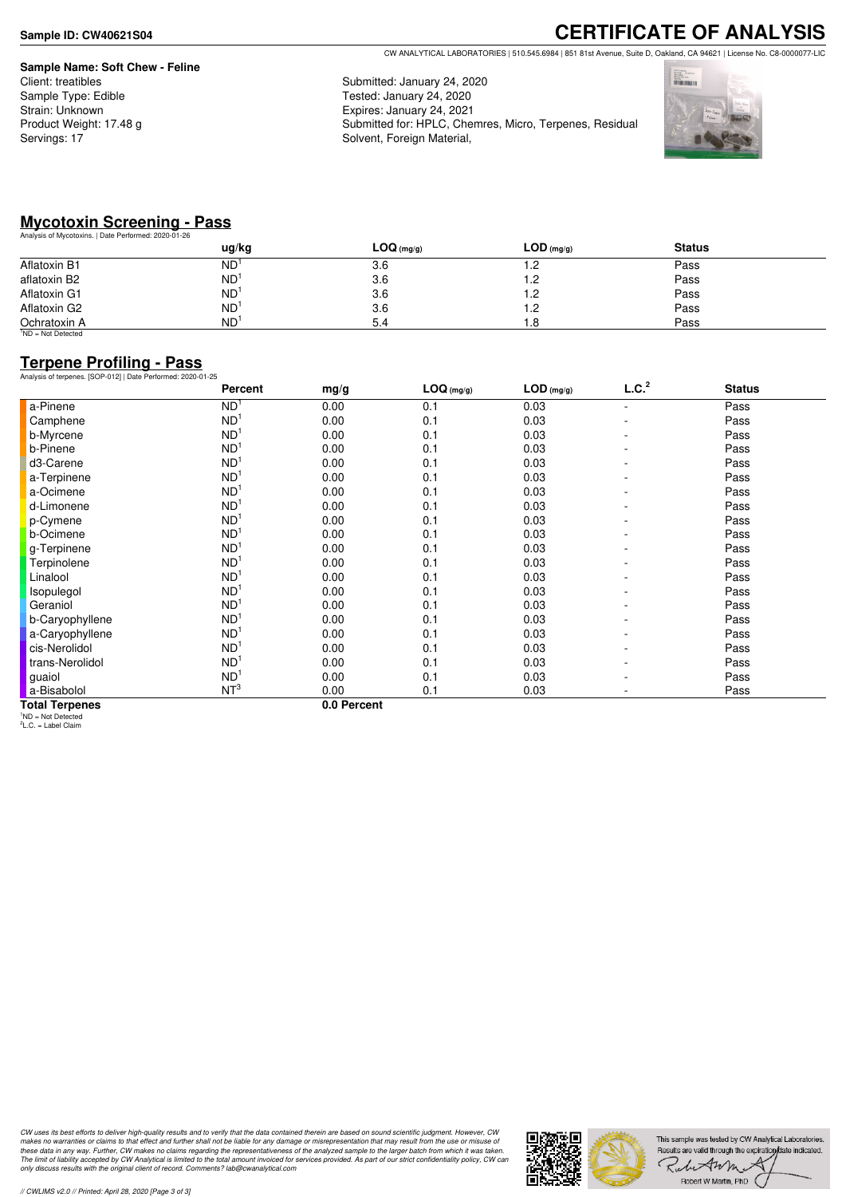**Sample ID: CW40621S04**

# CERTIFICATE OF ANALYSIS

CW ANALYTICAL LABORATORIES | 510.545.6984 | 851 81st Avenue, Suite D, Oakland, CA 94621 | License No. C8-0000077-LIC

**Sample Name: Soft Chew - Feline**
Client: treatibles
Sample Type: Edible
Strain: Unknown
Product Weight: 17.48 g
Servings: 17

Submitted: January 24, 2020
Tested: January 24, 2020
Expires: January 24, 2021
Submitted for: HPLC, Chemres, Micro, Terpenes, Residual Solvent, Foreign Material,

## Mycotoxin Screening - Pass

Analysis of Mycotoxins. | Date Performed: 2020-01-26

| | ug/kg | LOQ (mg/g) | LOD (mg/g) | Status |
|---|---|---|---|---|
| Aflatoxin B1 | ND[1] | 3.6 | 1.2 | Pass |
| aflatoxin B2 | ND[1] | 3.6 | 1.2 | Pass |
| Aflatoxin G1 | ND[1] | 3.6 | 1.2 | Pass |
| Aflatoxin G2 | ND[1] | 3.6 | 1.2 | Pass |
| Ochratoxin A | ND[1] | 5.4 | 1.8 | Pass |

[1]ND = Not Detected

## Terpene Profiling - Pass

Analysis of terpenes. [SOP-012] | Date Performed: 2020-01-25

| | Percent | mg/g | LOQ (mg/g) | LOD (mg/g) | L.C.[2] | Status |
|---|---|---|---|---|---|---|
| a-Pinene | ND[1] | 0.00 | 0.1 | 0.03 | - | Pass |
| Camphene | ND[1] | 0.00 | 0.1 | 0.03 | - | Pass |
| b-Myrcene | ND[1] | 0.00 | 0.1 | 0.03 | - | Pass |
| b-Pinene | ND[1] | 0.00 | 0.1 | 0.03 | - | Pass |
| d3-Carene | ND[1] | 0.00 | 0.1 | 0.03 | - | Pass |
| a-Terpinene | ND[1] | 0.00 | 0.1 | 0.03 | - | Pass |
| a-Ocimene | ND[1] | 0.00 | 0.1 | 0.03 | - | Pass |
| d-Limonene | ND[1] | 0.00 | 0.1 | 0.03 | - | Pass |
| p-Cymene | ND[1] | 0.00 | 0.1 | 0.03 | - | Pass |
| b-Ocimene | ND[1] | 0.00 | 0.1 | 0.03 | - | Pass |
| g-Terpinene | ND[1] | 0.00 | 0.1 | 0.03 | - | Pass |
| Terpinolene | ND[1] | 0.00 | 0.1 | 0.03 | - | Pass |
| Linalool | ND[1] | 0.00 | 0.1 | 0.03 | - | Pass |
| Isopulegol | ND[1] | 0.00 | 0.1 | 0.03 | - | Pass |
| Geraniol | ND[1] | 0.00 | 0.1 | 0.03 | - | Pass |
| b-Caryophyllene | ND[1] | 0.00 | 0.1 | 0.03 | - | Pass |
| a-Caryophyllene | ND[1] | 0.00 | 0.1 | 0.03 | - | Pass |
| cis-Nerolidol | ND[1] | 0.00 | 0.1 | 0.03 | - | Pass |
| trans-Nerolidol | ND[1] | 0.00 | 0.1 | 0.03 | - | Pass |
| guaiol | ND[1] | 0.00 | 0.1 | 0.03 | - | Pass |
| a-Bisabolol | NT[3] | 0.00 | 0.1 | 0.03 | - | Pass |
| **Total Terpenes** | | **0.0 Percent** | | | | |

[1]ND = Not Detected
[2]L.C. = Label Claim

*CW uses its best efforts to deliver high-quality results and to verify that the data contained therein are based on sound scientific judgment. However, CW makes no warranties or claims to that effect and further shall not be liable for any damage or misrepresentation that may result from the use or misuse of these data in any way. Further, CW makes no claims regarding the representativeness of the analyzed sample to the larger batch from which it was taken. The limit of liability accepted by CW Analytical is limited to the total amount invoiced for services provided. As part of our strict confidentiality policy, CW can only discuss results with the original client of record. Comments? lab@cwanalytical.com*

This sample was tested by CW Analytical Laboratories. Results are valid through the expiration date indicated.

Robert W Martin, PhD

// CWLIMS v2.0 // Printed: April 28, 2020 [Page 3 of 3]